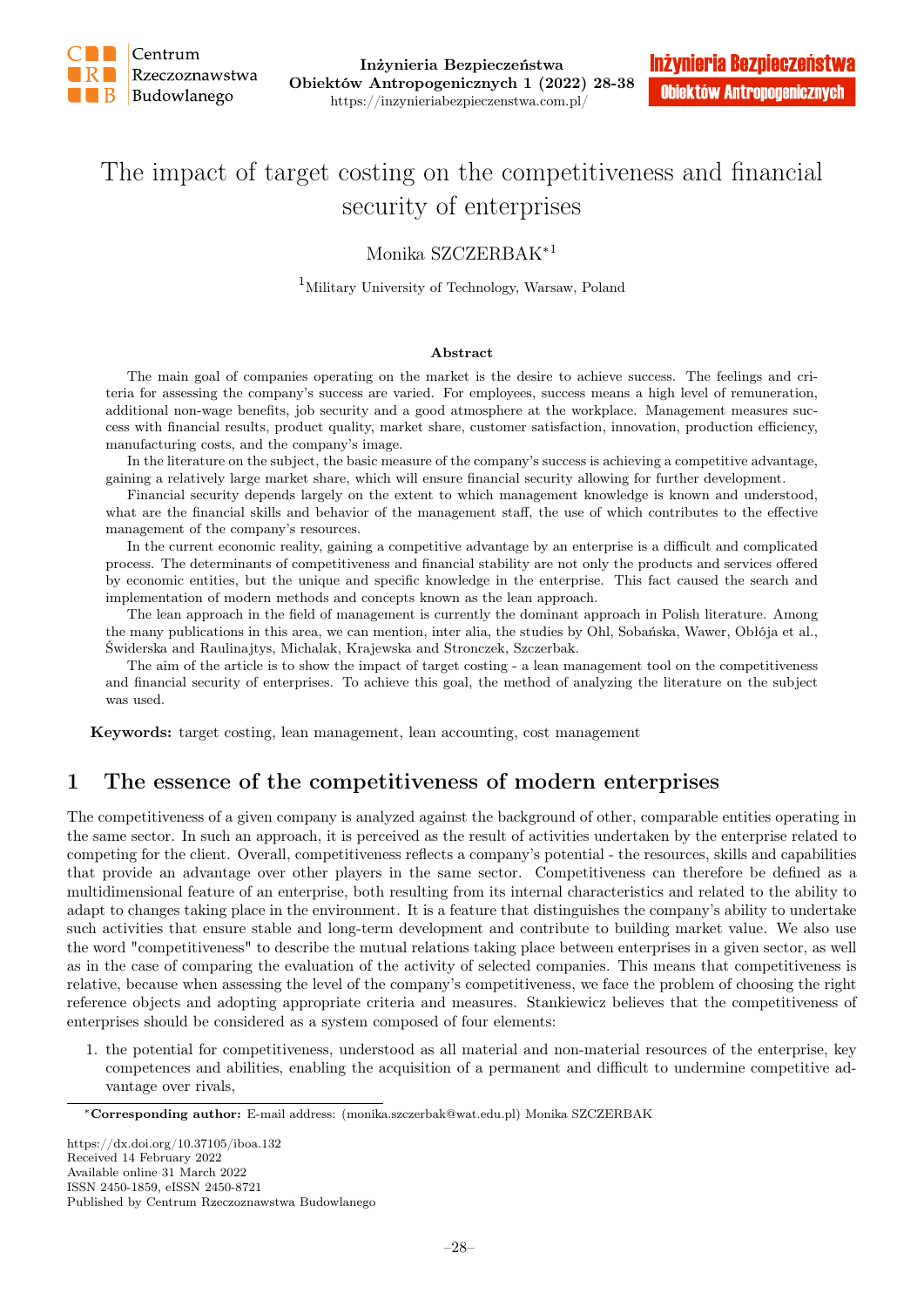# The impact of target costing on the competitiveness and financial security of enterprises

Monika SZCZERBAK*[1]

[1]Military University of Technology, Warsaw, Poland

## Abstract

The main goal of companies operating on the market is the desire to achieve success. The feelings and criteria for assessing the company's success are varied. For employees, success means a high level of remuneration, additional non-wage benefits, job security and a good atmosphere at the workplace. Management measures success with financial results, product quality, market share, customer satisfaction, innovation, production efficiency, manufacturing costs, and the company's image.

In the literature on the subject, the basic measure of the company's success is achieving a competitive advantage, gaining a relatively large market share, which will ensure financial security allowing for further development.

Financial security depends largely on the extent to which management knowledge is known and understood, what are the financial skills and behavior of the management staff, the use of which contributes to the effective management of the company's resources.

In the current economic reality, gaining a competitive advantage by an enterprise is a difficult and complicated process. The determinants of competitiveness and financial stability are not only the products and services offered by economic entities, but the unique and specific knowledge in the enterprise. This fact caused the search and implementation of modern methods and concepts known as the lean approach.

The lean approach in the field of management is currently the dominant approach in Polish literature. Among the many publications in this area, we can mention, inter alia, the studies by Ohl, Sobańska, Wawer, Obłója et al., Świderska and Raulinajtys, Michalak, Krajewska and Stronczek, Szczerbak.

The aim of the article is to show the impact of target costing - a lean management tool on the competitiveness and financial security of enterprises. To achieve this goal, the method of analyzing the literature on the subject was used.

**Keywords:** target costing, lean management, lean accounting, cost management

## 1 The essence of the competitiveness of modern enterprises

The competitiveness of a given company is analyzed against the background of other, comparable entities operating in the same sector. In such an approach, it is perceived as the result of activities undertaken by the enterprise related to competing for the client. Overall, competitiveness reflects a company's potential - the resources, skills and capabilities that provide an advantage over other players in the same sector. Competitiveness can therefore be defined as a multidimensional feature of an enterprise, both resulting from its internal characteristics and related to the ability to adapt to changes taking place in the environment. It is a feature that distinguishes the company's ability to undertake such activities that ensure stable and long-term development and contribute to building market value. We also use the word "competitiveness" to describe the mutual relations taking place between enterprises in a given sector, as well as in the case of comparing the evaluation of the activity of selected companies. This means that competitiveness is relative, because when assessing the level of the company's competitiveness, we face the problem of choosing the right reference objects and adopting appropriate criteria and measures. Stankiewicz believes that the competitiveness of enterprises should be considered as a system composed of four elements:

1. the potential for competitiveness, understood as all material and non-material resources of the enterprise, key competences and abilities, enabling the acquisition of a permanent and difficult to undermine competitive advantage over rivals,

*Corresponding author: E-mail address: (monika.szczerbak@wat.edu.pl) Monika SZCZERBAK

https://dx.doi.org/10.37105/iboa.132
Received 14 February 2022
Available online 31 March 2022
ISSN 2450-1859, eISSN 2450-8721
Published by Centrum Rzeczoznawstwa Budowlanego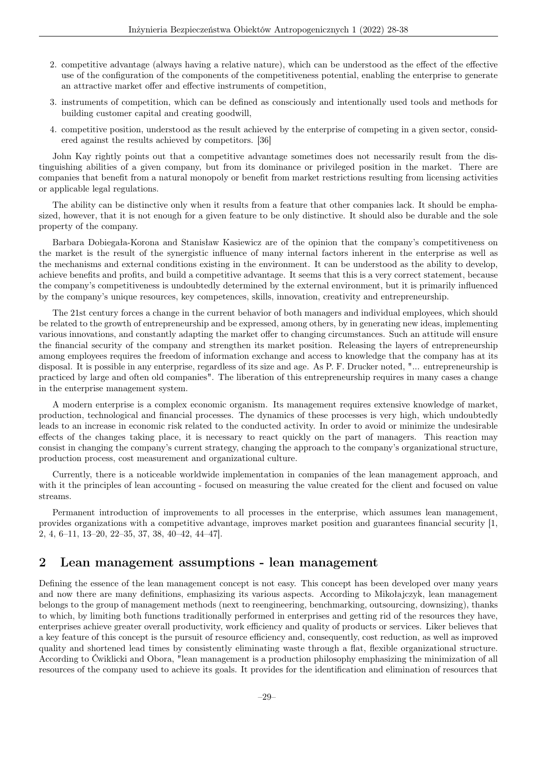2. competitive advantage (always having a relative nature), which can be understood as the effect of the effective use of the configuration of the components of the competitiveness potential, enabling the enterprise to generate an attractive market offer and effective instruments of competition,
3. instruments of competition, which can be defined as consciously and intentionally used tools and methods for building customer capital and creating goodwill,
4. competitive position, understood as the result achieved by the enterprise of competing in a given sector, considered against the results achieved by competitors. [36]

John Kay rightly points out that a competitive advantage sometimes does not necessarily result from the distinguishing abilities of a given company, but from its dominance or privileged position in the market. There are companies that benefit from a natural monopoly or benefit from market restrictions resulting from licensing activities or applicable legal regulations.

The ability can be distinctive only when it results from a feature that other companies lack. It should be emphasized, however, that it is not enough for a given feature to be only distinctive. It should also be durable and the sole property of the company.

Barbara Dobiegała-Korona and Stanisław Kasiewicz are of the opinion that the company's competitiveness on the market is the result of the synergistic influence of many internal factors inherent in the enterprise as well as the mechanisms and external conditions existing in the environment. It can be understood as the ability to develop, achieve benefits and profits, and build a competitive advantage. It seems that this is a very correct statement, because the company's competitiveness is undoubtedly determined by the external environment, but it is primarily influenced by the company's unique resources, key competences, skills, innovation, creativity and entrepreneurship.

The 21st century forces a change in the current behavior of both managers and individual employees, which should be related to the growth of entrepreneurship and be expressed, among others, by in generating new ideas, implementing various innovations, and constantly adapting the market offer to changing circumstances. Such an attitude will ensure the financial security of the company and strengthen its market position. Releasing the layers of entrepreneurship among employees requires the freedom of information exchange and access to knowledge that the company has at its disposal. It is possible in any enterprise, regardless of its size and age. As P. F. Drucker noted, "... entrepreneurship is practiced by large and often old companies". The liberation of this entrepreneurship requires in many cases a change in the enterprise management system.

A modern enterprise is a complex economic organism. Its management requires extensive knowledge of market, production, technological and financial processes. The dynamics of these processes is very high, which undoubtedly leads to an increase in economic risk related to the conducted activity. In order to avoid or minimize the undesirable effects of the changes taking place, it is necessary to react quickly on the part of managers. This reaction may consist in changing the company's current strategy, changing the approach to the company's organizational structure, production process, cost measurement and organizational culture.

Currently, there is a noticeable worldwide implementation in companies of the lean management approach, and with it the principles of lean accounting - focused on measuring the value created for the client and focused on value streams.

Permanent introduction of improvements to all processes in the enterprise, which assumes lean management, provides organizations with a competitive advantage, improves market position and guarantees financial security [1, 2, 4, 6–11, 13–20, 22–35, 37, 38, 40–42, 44–47].

## 2 Lean management assumptions - lean management

Defining the essence of the lean management concept is not easy. This concept has been developed over many years and now there are many definitions, emphasizing its various aspects. According to Mikołajczyk, lean management belongs to the group of management methods (next to reengineering, benchmarking, outsourcing, downsizing), thanks to which, by limiting both functions traditionally performed in enterprises and getting rid of the resources they have, enterprises achieve greater overall productivity, work efficiency and quality of products or services. Liker believes that a key feature of this concept is the pursuit of resource efficiency and, consequently, cost reduction, as well as improved quality and shortened lead times by consistently eliminating waste through a flat, flexible organizational structure. According to Ćwiklicki and Obora, "lean management is a production philosophy emphasizing the minimization of all resources of the company used to achieve its goals. It provides for the identification and elimination of resources that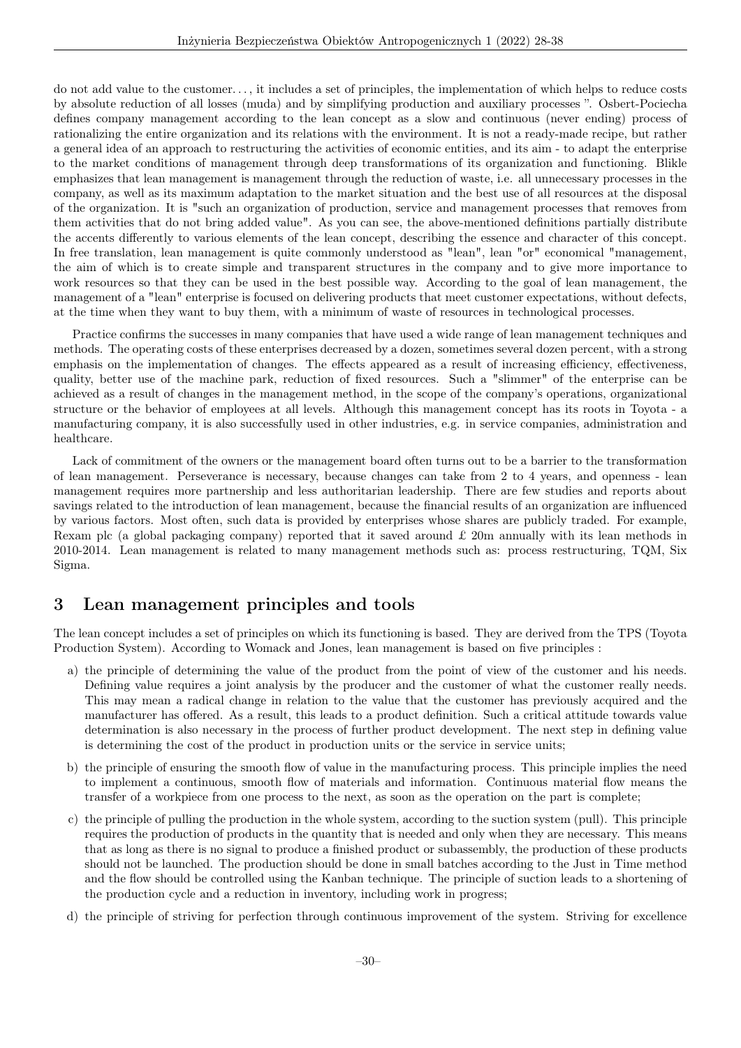do not add value to the customer. . . , it includes a set of principles, the implementation of which helps to reduce costs by absolute reduction of all losses (muda) and by simplifying production and auxiliary processes ". Osbert-Pociecha defines company management according to the lean concept as a slow and continuous (never ending) process of rationalizing the entire organization and its relations with the environment. It is not a ready-made recipe, but rather a general idea of an approach to restructuring the activities of economic entities, and its aim - to adapt the enterprise to the market conditions of management through deep transformations of its organization and functioning. Blikle emphasizes that lean management is management through the reduction of waste, i.e. all unnecessary processes in the company, as well as its maximum adaptation to the market situation and the best use of all resources at the disposal of the organization. It is "such an organization of production, service and management processes that removes from them activities that do not bring added value". As you can see, the above-mentioned definitions partially distribute the accents differently to various elements of the lean concept, describing the essence and character of this concept. In free translation, lean management is quite commonly understood as "lean", lean "or" economical "management, the aim of which is to create simple and transparent structures in the company and to give more importance to work resources so that they can be used in the best possible way. According to the goal of lean management, the management of a "lean" enterprise is focused on delivering products that meet customer expectations, without defects, at the time when they want to buy them, with a minimum of waste of resources in technological processes.

Practice confirms the successes in many companies that have used a wide range of lean management techniques and methods. The operating costs of these enterprises decreased by a dozen, sometimes several dozen percent, with a strong emphasis on the implementation of changes. The effects appeared as a result of increasing efficiency, effectiveness, quality, better use of the machine park, reduction of fixed resources. Such a "slimmer" of the enterprise can be achieved as a result of changes in the management method, in the scope of the company's operations, organizational structure or the behavior of employees at all levels. Although this management concept has its roots in Toyota - a manufacturing company, it is also successfully used in other industries, e.g. in service companies, administration and healthcare.

Lack of commitment of the owners or the management board often turns out to be a barrier to the transformation of lean management. Perseverance is necessary, because changes can take from 2 to 4 years, and openness - lean management requires more partnership and less authoritarian leadership. There are few studies and reports about savings related to the introduction of lean management, because the financial results of an organization are influenced by various factors. Most often, such data is provided by enterprises whose shares are publicly traded. For example, Rexam plc (a global packaging company) reported that it saved around £ 20m annually with its lean methods in 2010-2014. Lean management is related to many management methods such as: process restructuring, TQM, Six Sigma.

## 3 Lean management principles and tools

The lean concept includes a set of principles on which its functioning is based. They are derived from the TPS (Toyota Production System). According to Womack and Jones, lean management is based on five principles :

a) the principle of determining the value of the product from the point of view of the customer and his needs. Defining value requires a joint analysis by the producer and the customer of what the customer really needs. This may mean a radical change in relation to the value that the customer has previously acquired and the manufacturer has offered. As a result, this leads to a product definition. Such a critical attitude towards value determination is also necessary in the process of further product development. The next step in defining value is determining the cost of the product in production units or the service in service units;

b) the principle of ensuring the smooth flow of value in the manufacturing process. This principle implies the need to implement a continuous, smooth flow of materials and information. Continuous material flow means the transfer of a workpiece from one process to the next, as soon as the operation on the part is complete;

c) the principle of pulling the production in the whole system, according to the suction system (pull). This principle requires the production of products in the quantity that is needed and only when they are necessary. This means that as long as there is no signal to produce a finished product or subassembly, the production of these products should not be launched. The production should be done in small batches according to the Just in Time method and the flow should be controlled using the Kanban technique. The principle of suction leads to a shortening of the production cycle and a reduction in inventory, including work in progress;

d) the principle of striving for perfection through continuous improvement of the system. Striving for excellence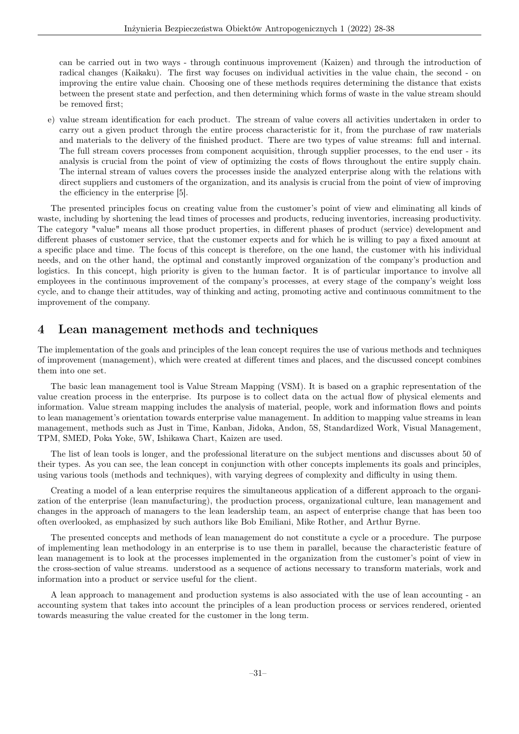can be carried out in two ways - through continuous improvement (Kaizen) and through the introduction of radical changes (Kaikaku). The first way focuses on individual activities in the value chain, the second - on improving the entire value chain. Choosing one of these methods requires determining the distance that exists between the present state and perfection, and then determining which forms of waste in the value stream should be removed first;

e) value stream identification for each product. The stream of value covers all activities undertaken in order to carry out a given product through the entire process characteristic for it, from the purchase of raw materials and materials to the delivery of the finished product. There are two types of value streams: full and internal. The full stream covers processes from component acquisition, through supplier processes, to the end user - its analysis is crucial from the point of view of optimizing the costs of flows throughout the entire supply chain. The internal stream of values covers the processes inside the analyzed enterprise along with the relations with direct suppliers and customers of the organization, and its analysis is crucial from the point of view of improving the efficiency in the enterprise [5].

The presented principles focus on creating value from the customer's point of view and eliminating all kinds of waste, including by shortening the lead times of processes and products, reducing inventories, increasing productivity. The category "value" means all those product properties, in different phases of product (service) development and different phases of customer service, that the customer expects and for which he is willing to pay a fixed amount at a specific place and time. The focus of this concept is therefore, on the one hand, the customer with his individual needs, and on the other hand, the optimal and constantly improved organization of the company's production and logistics. In this concept, high priority is given to the human factor. It is of particular importance to involve all employees in the continuous improvement of the company's processes, at every stage of the company's weight loss cycle, and to change their attitudes, way of thinking and acting, promoting active and continuous commitment to the improvement of the company.

## 4 Lean management methods and techniques

The implementation of the goals and principles of the lean concept requires the use of various methods and techniques of improvement (management), which were created at different times and places, and the discussed concept combines them into one set.

The basic lean management tool is Value Stream Mapping (VSM). It is based on a graphic representation of the value creation process in the enterprise. Its purpose is to collect data on the actual flow of physical elements and information. Value stream mapping includes the analysis of material, people, work and information flows and points to lean management's orientation towards enterprise value management. In addition to mapping value streams in lean management, methods such as Just in Time, Kanban, Jidoka, Andon, 5S, Standardized Work, Visual Management, TPM, SMED, Poka Yoke, 5W, Ishikawa Chart, Kaizen are used.

The list of lean tools is longer, and the professional literature on the subject mentions and discusses about 50 of their types. As you can see, the lean concept in conjunction with other concepts implements its goals and principles, using various tools (methods and techniques), with varying degrees of complexity and difficulty in using them.

Creating a model of a lean enterprise requires the simultaneous application of a different approach to the organization of the enterprise (lean manufacturing), the production process, organizational culture, lean management and changes in the approach of managers to the lean leadership team, an aspect of enterprise change that has been too often overlooked, as emphasized by such authors like Bob Emiliani, Mike Rother, and Arthur Byrne.

The presented concepts and methods of lean management do not constitute a cycle or a procedure. The purpose of implementing lean methodology in an enterprise is to use them in parallel, because the characteristic feature of lean management is to look at the processes implemented in the organization from the customer's point of view in the cross-section of value streams. understood as a sequence of actions necessary to transform materials, work and information into a product or service useful for the client.

A lean approach to management and production systems is also associated with the use of lean accounting - an accounting system that takes into account the principles of a lean production process or services rendered, oriented towards measuring the value created for the customer in the long term.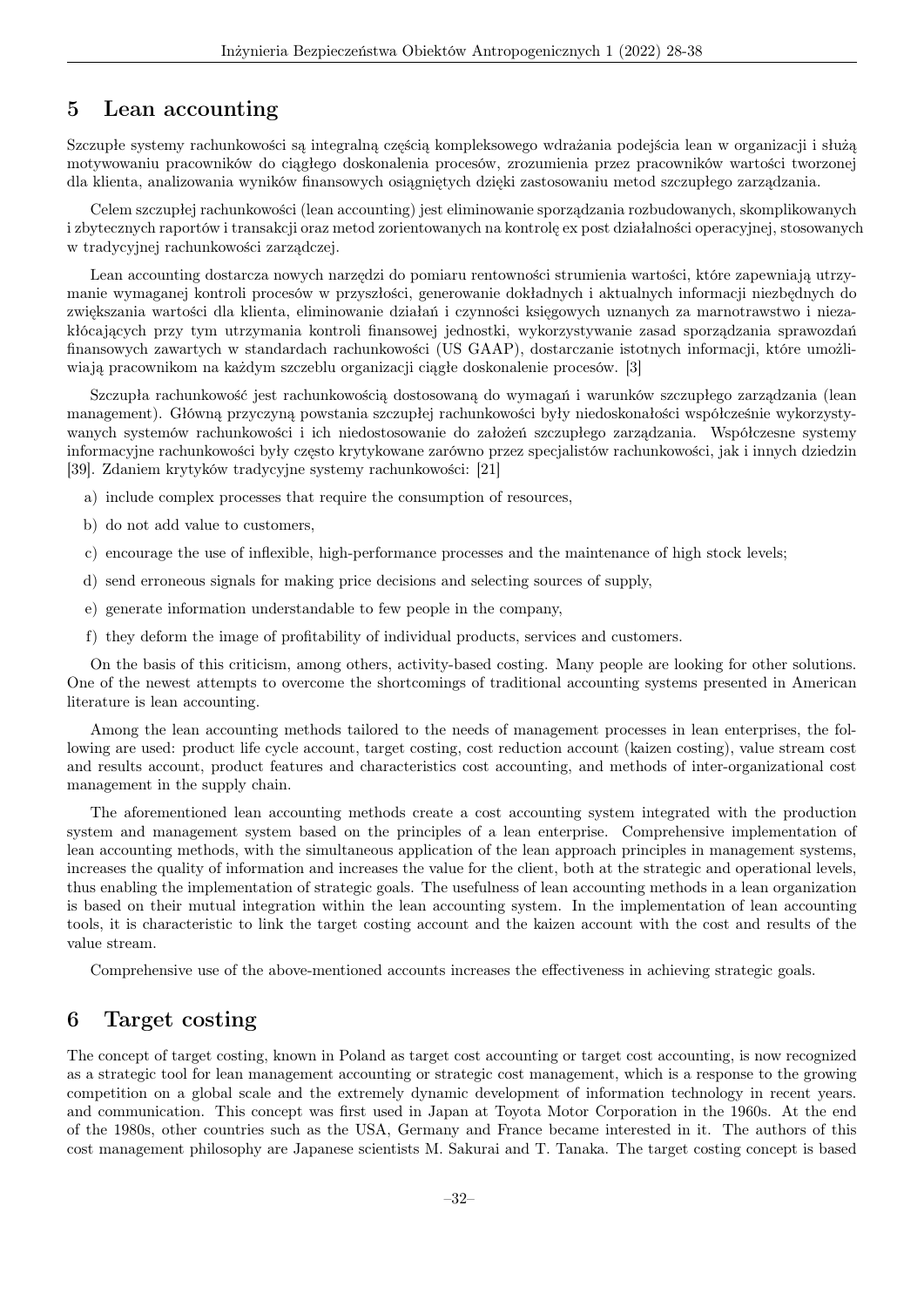## 5 Lean accounting

Szczupłe systemy rachunkowości są integralną częścią kompleksowego wdrażania podejścia lean w organizacji i służą motywowaniu pracowników do ciągłego doskonalenia procesów, zrozumienia przez pracowników wartości tworzonej dla klienta, analizowania wyników finansowych osiągniętych dzięki zastosowaniu metod szczupłego zarządzania.

Celem szczupłej rachunkowości (lean accounting) jest eliminowanie sporządzania rozbudowanych, skomplikowanych i zbytecznych raportów i transakcji oraz metod zorientowanych na kontrolę ex post działalności operacyjnej, stosowanych w tradycyjnej rachunkowości zarządczej.

Lean accounting dostarcza nowych narzędzi do pomiaru rentowności strumienia wartości, które zapewniają utrzymanie wymaganej kontroli procesów w przyszłości, generowanie dokładnych i aktualnych informacji niezbędnych do zwiększania wartości dla klienta, eliminowanie działań i czynności księgowych uznanych za marnotrawstwo i niezakłócających przy tym utrzymania kontroli finansowej jednostki, wykorzystywanie zasad sporządzania sprawozdań finansowych zawartych w standardach rachunkowości (US GAAP), dostarczanie istotnych informacji, które umożliwiają pracownikom na każdym szczeblu organizacji ciągłe doskonalenie procesów. [3]

Szczupła rachunkowość jest rachunkowością dostosowaną do wymagań i warunków szczupłego zarządzania (lean management). Główną przyczyną powstania szczupłej rachunkowości były niedoskonałości współcześnie wykorzystywanych systemów rachunkowości i ich niedostosowanie do założeń szczupłego zarządzania. Współczesne systemy informacyjne rachunkowości były często krytykowane zarówno przez specjalistów rachunkowości, jak i innych dziedzin [39]. Zdaniem krytyków tradycyjne systemy rachunkowości: [21]

a) include complex processes that require the consumption of resources,

b) do not add value to customers,

c) encourage the use of inflexible, high-performance processes and the maintenance of high stock levels;

d) send erroneous signals for making price decisions and selecting sources of supply,

e) generate information understandable to few people in the company,

f) they deform the image of profitability of individual products, services and customers.

On the basis of this criticism, among others, activity-based costing. Many people are looking for other solutions. One of the newest attempts to overcome the shortcomings of traditional accounting systems presented in American literature is lean accounting.

Among the lean accounting methods tailored to the needs of management processes in lean enterprises, the following are used: product life cycle account, target costing, cost reduction account (kaizen costing), value stream cost and results account, product features and characteristics cost accounting, and methods of inter-organizational cost management in the supply chain.

The aforementioned lean accounting methods create a cost accounting system integrated with the production system and management system based on the principles of a lean enterprise. Comprehensive implementation of lean accounting methods, with the simultaneous application of the lean approach principles in management systems, increases the quality of information and increases the value for the client, both at the strategic and operational levels, thus enabling the implementation of strategic goals. The usefulness of lean accounting methods in a lean organization is based on their mutual integration within the lean accounting system. In the implementation of lean accounting tools, it is characteristic to link the target costing account and the kaizen account with the cost and results of the value stream.

Comprehensive use of the above-mentioned accounts increases the effectiveness in achieving strategic goals.

## 6 Target costing

The concept of target costing, known in Poland as target cost accounting or target cost accounting, is now recognized as a strategic tool for lean management accounting or strategic cost management, which is a response to the growing competition on a global scale and the extremely dynamic development of information technology in recent years. and communication. This concept was first used in Japan at Toyota Motor Corporation in the 1960s. At the end of the 1980s, other countries such as the USA, Germany and France became interested in it. The authors of this cost management philosophy are Japanese scientists M. Sakurai and T. Tanaka. The target costing concept is based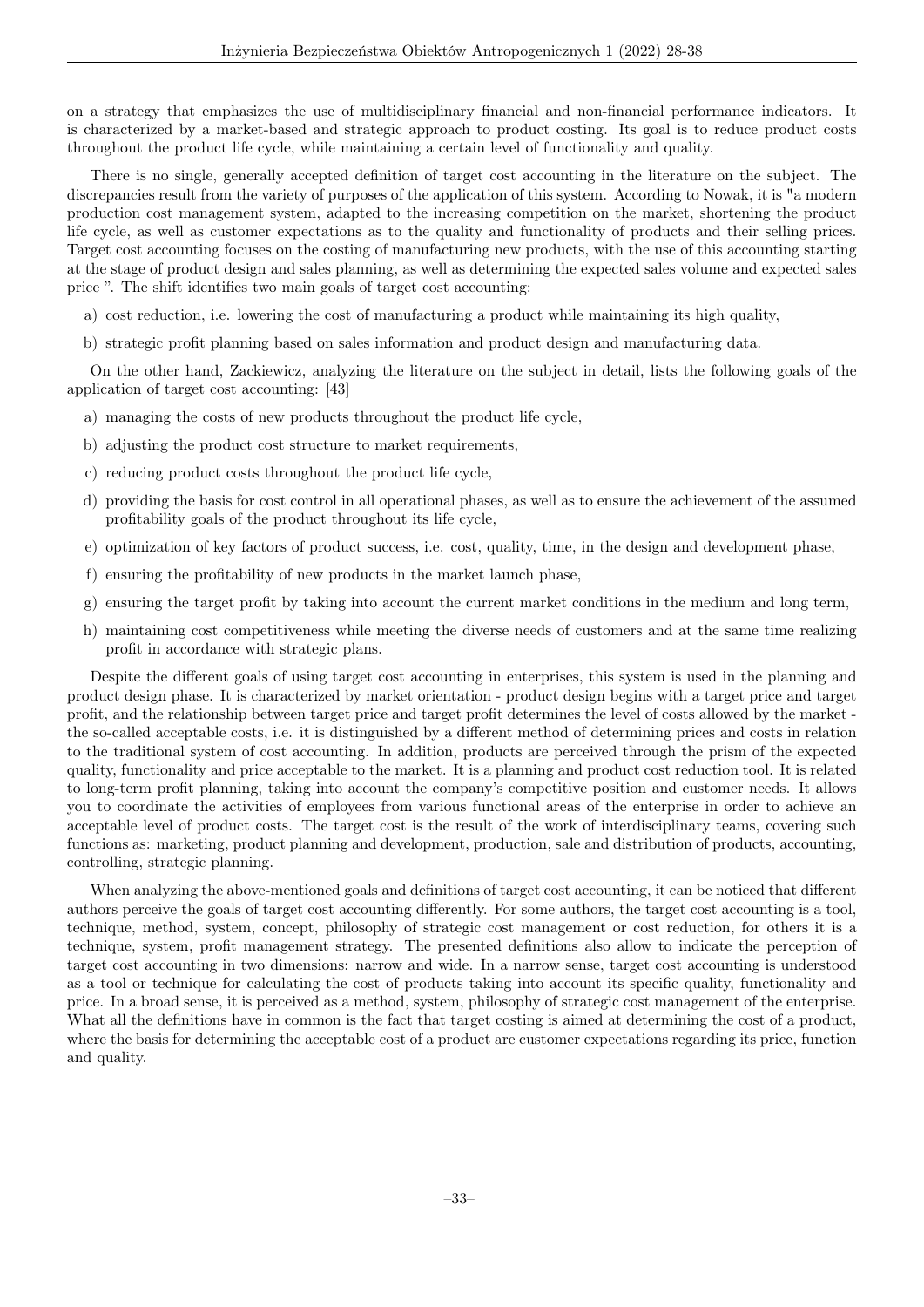on a strategy that emphasizes the use of multidisciplinary financial and non-financial performance indicators. It is characterized by a market-based and strategic approach to product costing. Its goal is to reduce product costs throughout the product life cycle, while maintaining a certain level of functionality and quality.

There is no single, generally accepted definition of target cost accounting in the literature on the subject. The discrepancies result from the variety of purposes of the application of this system. According to Nowak, it is "a modern production cost management system, adapted to the increasing competition on the market, shortening the product life cycle, as well as customer expectations as to the quality and functionality of products and their selling prices. Target cost accounting focuses on the costing of manufacturing new products, with the use of this accounting starting at the stage of product design and sales planning, as well as determining the expected sales volume and expected sales price ". The shift identifies two main goals of target cost accounting:

a) cost reduction, i.e. lowering the cost of manufacturing a product while maintaining its high quality,

b) strategic profit planning based on sales information and product design and manufacturing data.

On the other hand, Zackiewicz, analyzing the literature on the subject in detail, lists the following goals of the application of target cost accounting: [43]

a) managing the costs of new products throughout the product life cycle,

b) adjusting the product cost structure to market requirements,

c) reducing product costs throughout the product life cycle,

d) providing the basis for cost control in all operational phases, as well as to ensure the achievement of the assumed profitability goals of the product throughout its life cycle,

e) optimization of key factors of product success, i.e. cost, quality, time, in the design and development phase,

f) ensuring the profitability of new products in the market launch phase,

g) ensuring the target profit by taking into account the current market conditions in the medium and long term,

h) maintaining cost competitiveness while meeting the diverse needs of customers and at the same time realizing profit in accordance with strategic plans.

Despite the different goals of using target cost accounting in enterprises, this system is used in the planning and product design phase. It is characterized by market orientation - product design begins with a target price and target profit, and the relationship between target price and target profit determines the level of costs allowed by the market - the so-called acceptable costs, i.e. it is distinguished by a different method of determining prices and costs in relation to the traditional system of cost accounting. In addition, products are perceived through the prism of the expected quality, functionality and price acceptable to the market. It is a planning and product cost reduction tool. It is related to long-term profit planning, taking into account the company's competitive position and customer needs. It allows you to coordinate the activities of employees from various functional areas of the enterprise in order to achieve an acceptable level of product costs. The target cost is the result of the work of interdisciplinary teams, covering such functions as: marketing, product planning and development, production, sale and distribution of products, accounting, controlling, strategic planning.

When analyzing the above-mentioned goals and definitions of target cost accounting, it can be noticed that different authors perceive the goals of target cost accounting differently. For some authors, the target cost accounting is a tool, technique, method, system, concept, philosophy of strategic cost management or cost reduction, for others it is a technique, system, profit management strategy. The presented definitions also allow to indicate the perception of target cost accounting in two dimensions: narrow and wide. In a narrow sense, target cost accounting is understood as a tool or technique for calculating the cost of products taking into account its specific quality, functionality and price. In a broad sense, it is perceived as a method, system, philosophy of strategic cost management of the enterprise. What all the definitions have in common is the fact that target costing is aimed at determining the cost of a product, where the basis for determining the acceptable cost of a product are customer expectations regarding its price, function and quality.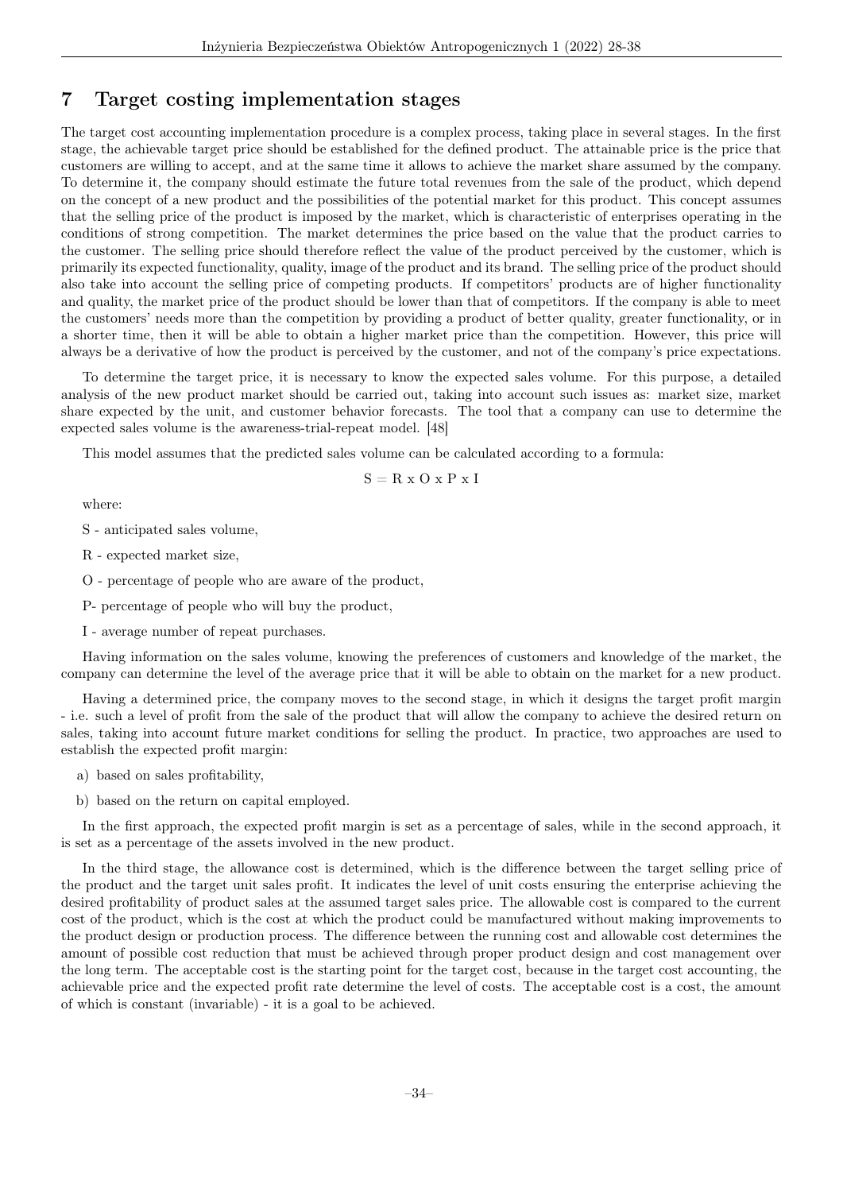## 7 Target costing implementation stages

The target cost accounting implementation procedure is a complex process, taking place in several stages. In the first stage, the achievable target price should be established for the defined product. The attainable price is the price that customers are willing to accept, and at the same time it allows to achieve the market share assumed by the company. To determine it, the company should estimate the future total revenues from the sale of the product, which depend on the concept of a new product and the possibilities of the potential market for this product. This concept assumes that the selling price of the product is imposed by the market, which is characteristic of enterprises operating in the conditions of strong competition. The market determines the price based on the value that the product carries to the customer. The selling price should therefore reflect the value of the product perceived by the customer, which is primarily its expected functionality, quality, image of the product and its brand. The selling price of the product should also take into account the selling price of competing products. If competitors' products are of higher functionality and quality, the market price of the product should be lower than that of competitors. If the company is able to meet the customers' needs more than the competition by providing a product of better quality, greater functionality, or in a shorter time, then it will be able to obtain a higher market price than the competition. However, this price will always be a derivative of how the product is perceived by the customer, and not of the company's price expectations.

To determine the target price, it is necessary to know the expected sales volume. For this purpose, a detailed analysis of the new product market should be carried out, taking into account such issues as: market size, market share expected by the unit, and customer behavior forecasts. The tool that a company can use to determine the expected sales volume is the awareness-trial-repeat model. [48]

This model assumes that the predicted sales volume can be calculated according to a formula:

$$S = R \times O \times P \times I$$

where:

S - anticipated sales volume,

R - expected market size,

O - percentage of people who are aware of the product,

P- percentage of people who will buy the product,

I - average number of repeat purchases.

Having information on the sales volume, knowing the preferences of customers and knowledge of the market, the company can determine the level of the average price that it will be able to obtain on the market for a new product.

Having a determined price, the company moves to the second stage, in which it designs the target profit margin - i.e. such a level of profit from the sale of the product that will allow the company to achieve the desired return on sales, taking into account future market conditions for selling the product. In practice, two approaches are used to establish the expected profit margin:

a) based on sales profitability,

b) based on the return on capital employed.

In the first approach, the expected profit margin is set as a percentage of sales, while in the second approach, it is set as a percentage of the assets involved in the new product.

In the third stage, the allowance cost is determined, which is the difference between the target selling price of the product and the target unit sales profit. It indicates the level of unit costs ensuring the enterprise achieving the desired profitability of product sales at the assumed target sales price. The allowable cost is compared to the current cost of the product, which is the cost at which the product could be manufactured without making improvements to the product design or production process. The difference between the running cost and allowable cost determines the amount of possible cost reduction that must be achieved through proper product design and cost management over the long term. The acceptable cost is the starting point for the target cost, because in the target cost accounting, the achievable price and the expected profit rate determine the level of costs. The acceptable cost is a cost, the amount of which is constant (invariable) - it is a goal to be achieved.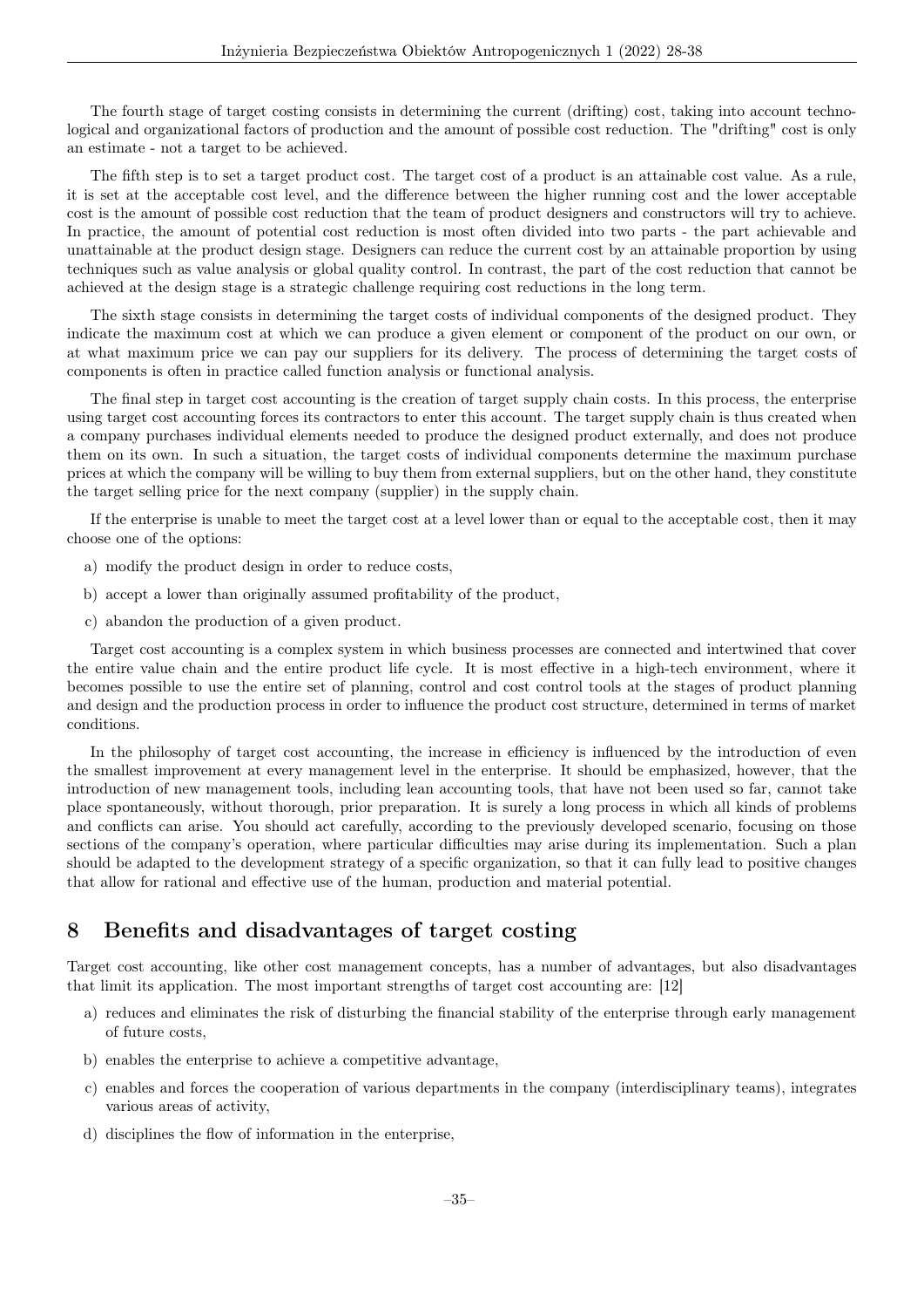The fourth stage of target costing consists in determining the current (drifting) cost, taking into account technological and organizational factors of production and the amount of possible cost reduction. The "drifting" cost is only an estimate - not a target to be achieved.

The fifth step is to set a target product cost. The target cost of a product is an attainable cost value. As a rule, it is set at the acceptable cost level, and the difference between the higher running cost and the lower acceptable cost is the amount of possible cost reduction that the team of product designers and constructors will try to achieve. In practice, the amount of potential cost reduction is most often divided into two parts - the part achievable and unattainable at the product design stage. Designers can reduce the current cost by an attainable proportion by using techniques such as value analysis or global quality control. In contrast, the part of the cost reduction that cannot be achieved at the design stage is a strategic challenge requiring cost reductions in the long term.

The sixth stage consists in determining the target costs of individual components of the designed product. They indicate the maximum cost at which we can produce a given element or component of the product on our own, or at what maximum price we can pay our suppliers for its delivery. The process of determining the target costs of components is often in practice called function analysis or functional analysis.

The final step in target cost accounting is the creation of target supply chain costs. In this process, the enterprise using target cost accounting forces its contractors to enter this account. The target supply chain is thus created when a company purchases individual elements needed to produce the designed product externally, and does not produce them on its own. In such a situation, the target costs of individual components determine the maximum purchase prices at which the company will be willing to buy them from external suppliers, but on the other hand, they constitute the target selling price for the next company (supplier) in the supply chain.

If the enterprise is unable to meet the target cost at a level lower than or equal to the acceptable cost, then it may choose one of the options:

a) modify the product design in order to reduce costs,

b) accept a lower than originally assumed profitability of the product,

c) abandon the production of a given product.

Target cost accounting is a complex system in which business processes are connected and intertwined that cover the entire value chain and the entire product life cycle. It is most effective in a high-tech environment, where it becomes possible to use the entire set of planning, control and cost control tools at the stages of product planning and design and the production process in order to influence the product cost structure, determined in terms of market conditions.

In the philosophy of target cost accounting, the increase in efficiency is influenced by the introduction of even the smallest improvement at every management level in the enterprise. It should be emphasized, however, that the introduction of new management tools, including lean accounting tools, that have not been used so far, cannot take place spontaneously, without thorough, prior preparation. It is surely a long process in which all kinds of problems and conflicts can arise. You should act carefully, according to the previously developed scenario, focusing on those sections of the company's operation, where particular difficulties may arise during its implementation. Such a plan should be adapted to the development strategy of a specific organization, so that it can fully lead to positive changes that allow for rational and effective use of the human, production and material potential.

## 8 Benefits and disadvantages of target costing

Target cost accounting, like other cost management concepts, has a number of advantages, but also disadvantages that limit its application. The most important strengths of target cost accounting are: [12]

a) reduces and eliminates the risk of disturbing the financial stability of the enterprise through early management of future costs,

b) enables the enterprise to achieve a competitive advantage,

c) enables and forces the cooperation of various departments in the company (interdisciplinary teams), integrates various areas of activity,

d) disciplines the flow of information in the enterprise,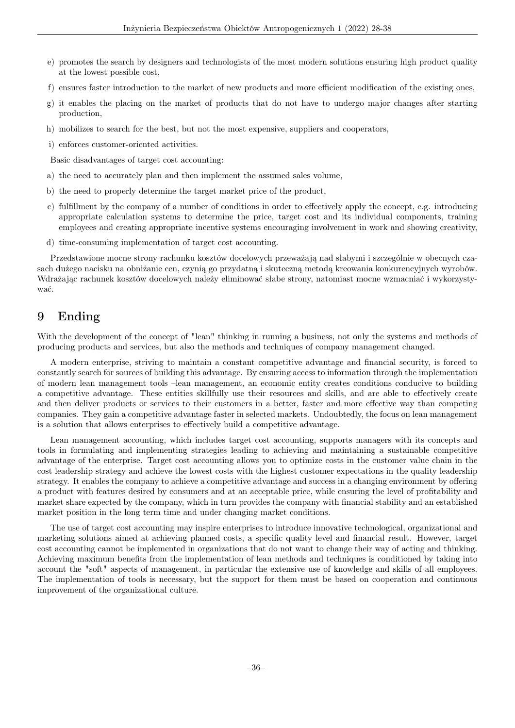e) promotes the search by designers and technologists of the most modern solutions ensuring high product quality at the lowest possible cost,

f) ensures faster introduction to the market of new products and more efficient modification of the existing ones,

g) it enables the placing on the market of products that do not have to undergo major changes after starting production,

h) mobilizes to search for the best, but not the most expensive, suppliers and cooperators,

i) enforces customer-oriented activities.

Basic disadvantages of target cost accounting:

a) the need to accurately plan and then implement the assumed sales volume,

b) the need to properly determine the target market price of the product,

c) fulfillment by the company of a number of conditions in order to effectively apply the concept, e.g. introducing appropriate calculation systems to determine the price, target cost and its individual components, training employees and creating appropriate incentive systems encouraging involvement in work and showing creativity,

d) time-consuming implementation of target cost accounting.

Przedstawione mocne strony rachunku kosztów docelowych przeważają nad słabymi i szczególnie w obecnych czasach dużego nacisku na obniżanie cen, czynią go przydatną i skuteczną metodą kreowania konkurencyjnych wyrobów. Wdrażając rachunek kosztów docelowych należy eliminować słabe strony, natomiast mocne wzmacniać i wykorzystywać.

# 9 Ending

With the development of the concept of "lean" thinking in running a business, not only the systems and methods of producing products and services, but also the methods and techniques of company management changed.

A modern enterprise, striving to maintain a constant competitive advantage and financial security, is forced to constantly search for sources of building this advantage. By ensuring access to information through the implementation of modern lean management tools –lean management, an economic entity creates conditions conducive to building a competitive advantage. These entities skillfully use their resources and skills, and are able to effectively create and then deliver products or services to their customers in a better, faster and more effective way than competing companies. They gain a competitive advantage faster in selected markets. Undoubtedly, the focus on lean management is a solution that allows enterprises to effectively build a competitive advantage.

Lean management accounting, which includes target cost accounting, supports managers with its concepts and tools in formulating and implementing strategies leading to achieving and maintaining a sustainable competitive advantage of the enterprise. Target cost accounting allows you to optimize costs in the customer value chain in the cost leadership strategy and achieve the lowest costs with the highest customer expectations in the quality leadership strategy. It enables the company to achieve a competitive advantage and success in a changing environment by offering a product with features desired by consumers and at an acceptable price, while ensuring the level of profitability and market share expected by the company, which in turn provides the company with financial stability and an established market position in the long term time and under changing market conditions.

The use of target cost accounting may inspire enterprises to introduce innovative technological, organizational and marketing solutions aimed at achieving planned costs, a specific quality level and financial result. However, target cost accounting cannot be implemented in organizations that do not want to change their way of acting and thinking. Achieving maximum benefits from the implementation of lean methods and techniques is conditioned by taking into account the "soft" aspects of management, in particular the extensive use of knowledge and skills of all employees. The implementation of tools is necessary, but the support for them must be based on cooperation and continuous improvement of the organizational culture.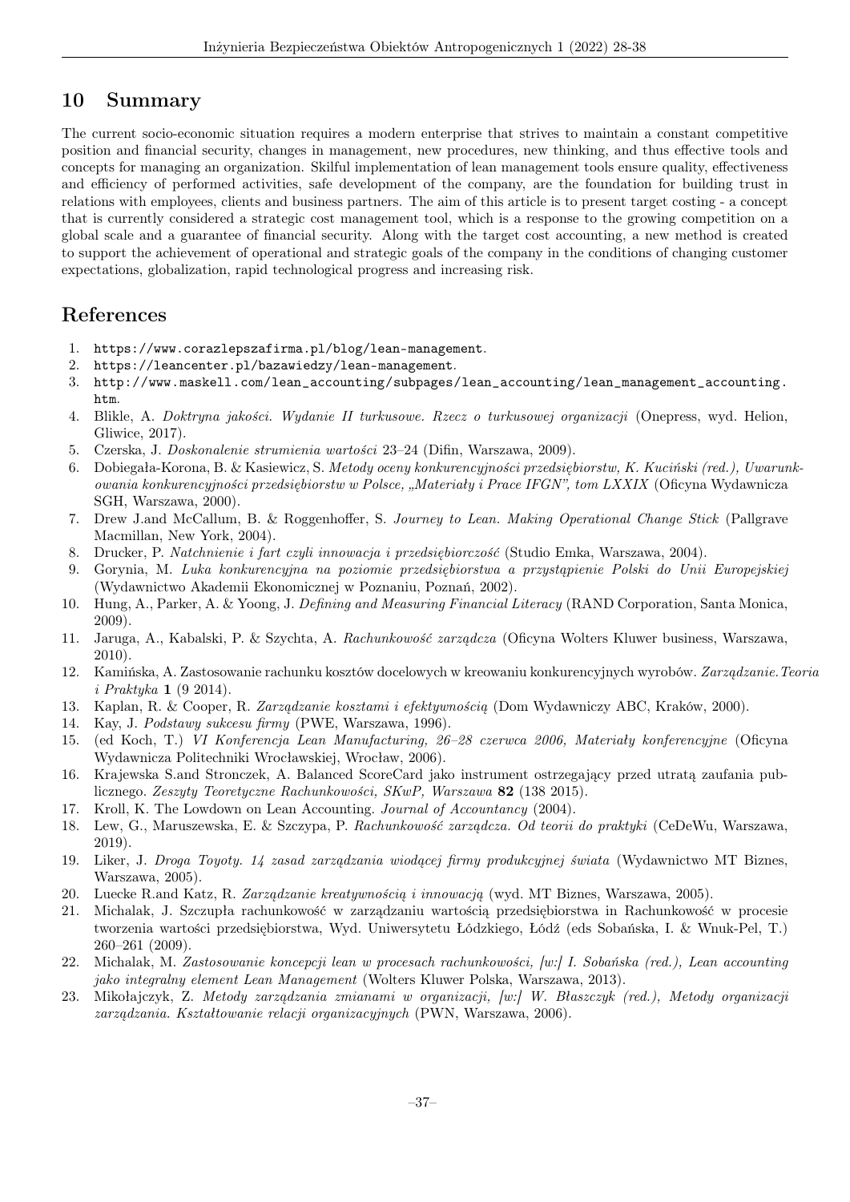## 10 Summary

The current socio-economic situation requires a modern enterprise that strives to maintain a constant competitive position and financial security, changes in management, new procedures, new thinking, and thus effective tools and concepts for managing an organization. Skilful implementation of lean management tools ensure quality, effectiveness and efficiency of performed activities, safe development of the company, are the foundation for building trust in relations with employees, clients and business partners. The aim of this article is to present target costing - a concept that is currently considered a strategic cost management tool, which is a response to the growing competition on a global scale and a guarantee of financial security. Along with the target cost accounting, a new method is created to support the achievement of operational and strategic goals of the company in the conditions of changing customer expectations, globalization, rapid technological progress and increasing risk.

## References

1. https://www.corazlepszafirma.pl/blog/lean-management.
2. https://leancenter.pl/bazawiedzy/lean-management.
3. http://www.maskell.com/lean_accounting/subpages/lean_accounting/lean_management_accounting.htm.
4. Blikle, A. *Doktryna jakości. Wydanie II turkusowe. Rzecz o turkusowej organizacji* (Onepress, wyd. Helion, Gliwice, 2017).
5. Czerska, J. *Doskonalenie strumienia wartości* 23–24 (Difin, Warszawa, 2009).
6. Dobiegała-Korona, B. & Kasiewicz, S. *Metody oceny konkurencyjności przedsiębiorstw, K. Kuciński (red.), Uwarunkowania konkurencyjności przedsiębiorstw w Polsce, „Materiały i Prace IFGN", tom LXXIX* (Oficyna Wydawnicza SGH, Warszawa, 2000).
7. Drew J.and McCallum, B. & Roggenhoffer, S. *Journey to Lean. Making Operational Change Stick* (Pallgrave Macmillan, New York, 2004).
8. Drucker, P. *Natchnienie i fart czyli innowacja i przedsiębiorczość* (Studio Emka, Warszawa, 2004).
9. Gorynia, M. *Luka konkurencyjna na poziomie przedsiębiorstwa a przystąpienie Polski do Unii Europejskiej* (Wydawnictwo Akademii Ekonomicznej w Poznaniu, Poznań, 2002).
10. Hung, A., Parker, A. & Yoong, J. *Defining and Measuring Financial Literacy* (RAND Corporation, Santa Monica, 2009).
11. Jaruga, A., Kabalski, P. & Szychta, A. *Rachunkowość zarządcza* (Oficyna Wolters Kluwer business, Warszawa, 2010).
12. Kamińska, A. Zastosowanie rachunku kosztów docelowych w kreowaniu konkurencyjnych wyrobów. *Zarządzanie.Teoria i Praktyka* **1** (9 2014).
13. Kaplan, R. & Cooper, R. *Zarządzanie kosztami i efektywnością* (Dom Wydawniczy ABC, Kraków, 2000).
14. Kay, J. *Podstawy sukcesu firmy* (PWE, Warszawa, 1996).
15. (ed Koch, T.) *VI Konferencja Lean Manufacturing, 26–28 czerwca 2006, Materiały konferencyjne* (Oficyna Wydawnicza Politechniki Wrocławskiej, Wrocław, 2006).
16. Krajewska S.and Stronczek, A. Balanced ScoreCard jako instrument ostrzegający przed utratą zaufania publicznego. *Zeszyty Teoretyczne Rachunkowości, SKwP, Warszawa* **82** (138 2015).
17. Kroll, K. The Lowdown on Lean Accounting. *Journal of Accountancy* (2004).
18. Lew, G., Maruszewska, E. & Szczypa, P. *Rachunkowość zarządcza. Od teorii do praktyki* (CeDeWu, Warszawa, 2019).
19. Liker, J. *Droga Toyoty. 14 zasad zarządzania wiodącej firmy produkcyjnej świata* (Wydawnictwo MT Biznes, Warszawa, 2005).
20. Luecke R.and Katz, R. *Zarządzanie kreatywnością i innowacją* (wyd. MT Biznes, Warszawa, 2005).
21. Michalak, J. Szczupła rachunkowość w zarządzaniu wartością przedsiębiorstwa in Rachunkowość w procesie tworzenia wartości przedsiębiorstwa, Wyd. Uniwersytetu Łódzkiego, Łódź (eds Sobańska, I. & Wnuk-Pel, T.) 260–261 (2009).
22. Michalak, M. *Zastosowanie koncepcji lean w procesach rachunkowości, [w:] I. Sobańska (red.), Lean accounting jako integralny element Lean Management* (Wolters Kluwer Polska, Warszawa, 2013).
23. Mikołajczyk, Z. *Metody zarządzania zmianami w organizacji, [w:] W. Błaszczyk (red.), Metody organizacji zarządzania. Kształtowanie relacji organizacyjnych* (PWN, Warszawa, 2006).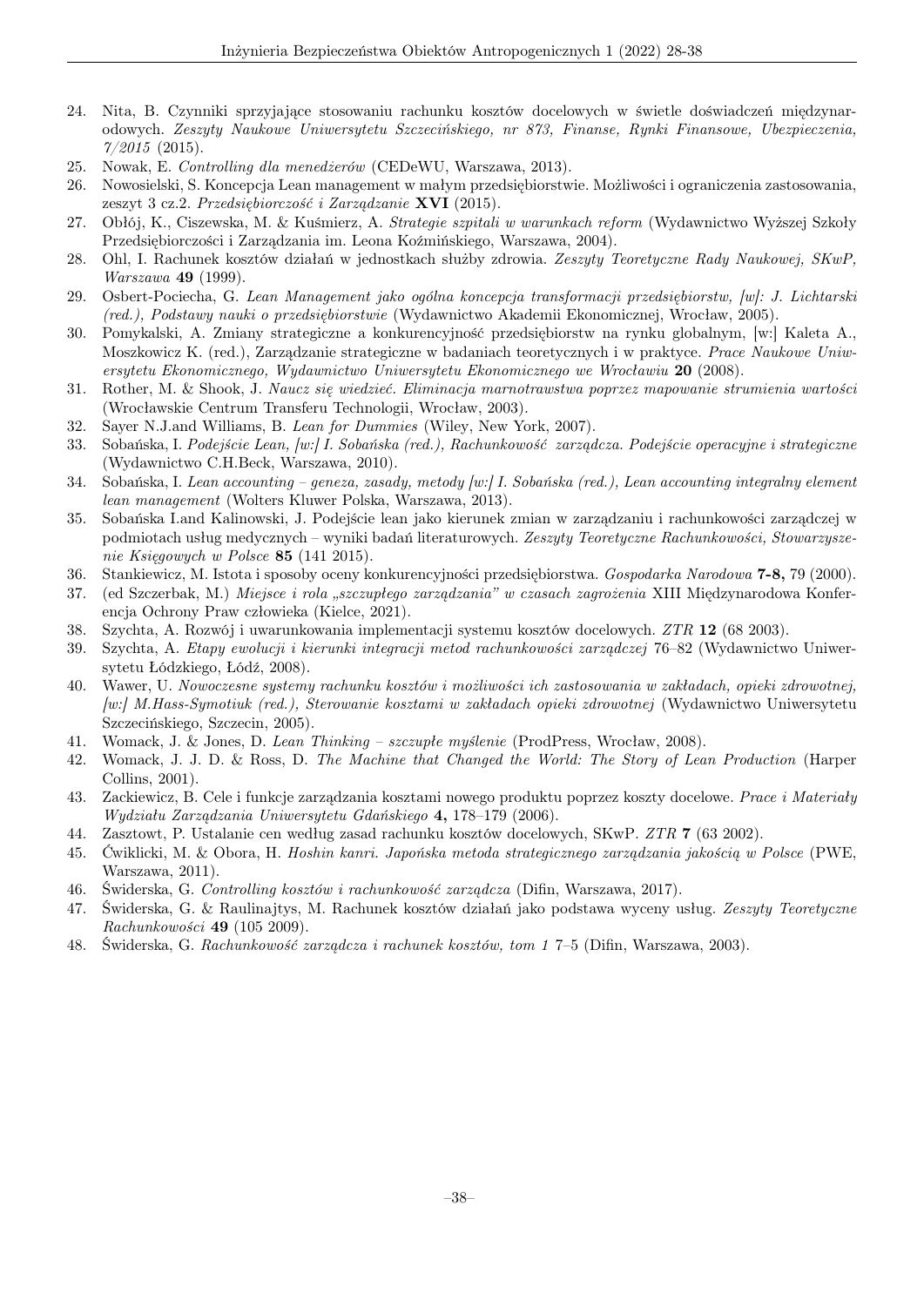24. Nita, B. Czynniki sprzyjające stosowaniu rachunku kosztów docelowych w świetle doświadczeń międzynarodowych. *Zeszyty Naukowe Uniwersytetu Szczecińskiego, nr 873, Finanse, Rynki Finansowe, Ubezpieczenia, 7/2015* (2015).
25. Nowak, E. *Controlling dla menedżerów* (CEDeWU, Warszawa, 2013).
26. Nowosielski, S. Koncepcja Lean management w małym przedsiębiorstwie. Możliwości i ograniczenia zastosowania, zeszyt 3 cz.2. *Przedsiębiorczość i Zarządzanie* **XVI** (2015).
27. Obłój, K., Ciszewska, M. & Kuśmierz, A. *Strategie szpitali w warunkach reform* (Wydawnictwo Wyższej Szkoły Przedsiębiorczości i Zarządzania im. Leona Koźmińskiego, Warszawa, 2004).
28. Ohl, I. Rachunek kosztów działań w jednostkach służby zdrowia. *Zeszyty Teoretyczne Rady Naukowej, SKwP, Warszawa* **49** (1999).
29. Osbert-Pociecha, G. *Lean Management jako ogólna koncepcja transformacji przedsiębiorstw, [w]: J. Lichtarski (red.), Podstawy nauki o przedsiębiorstwie* (Wydawnictwo Akademii Ekonomicznej, Wrocław, 2005).
30. Pomykalski, A. Zmiany strategiczne a konkurencyjność przedsiębiorstw na rynku globalnym, [w:] Kaleta A., Moszkowicz K. (red.), Zarządzanie strategiczne w badaniach teoretycznych i w praktyce. *Prace Naukowe Uniwersytetu Ekonomicznego, Wydawnictwo Uniwersytetu Ekonomicznego we Wrocławiu* **20** (2008).
31. Rother, M. & Shook, J. *Naucz się wiedzieć. Eliminacja marnotrawstwa poprzez mapowanie strumienia wartości* (Wrocławskie Centrum Transferu Technologii, Wrocław, 2003).
32. Sayer N.J.and Williams, B. *Lean for Dummies* (Wiley, New York, 2007).
33. Sobańska, I. *Podejście Lean, [w:] I. Sobańska (red.), Rachunkowość zarządcza. Podejście operacyjne i strategiczne* (Wydawnictwo C.H.Beck, Warszawa, 2010).
34. Sobańska, I. *Lean accounting – geneza, zasady, metody [w:] I. Sobańska (red.), Lean accounting integralny element lean management* (Wolters Kluwer Polska, Warszawa, 2013).
35. Sobańska I.and Kalinowski, J. Podejście lean jako kierunek zmian w zarządzaniu i rachunkowości zarządczej w podmiotach usług medycznych – wyniki badań literaturowych. *Zeszyty Teoretyczne Rachunkowości, Stowarzyszenie Księgowych w Polsce* **85** (141 2015).
36. Stankiewicz, M. Istota i sposoby oceny konkurencyjności przedsiębiorstwa. *Gospodarka Narodowa* **7-8,** 79 (2000).
37. (ed Szczerbak, M.) *Miejsce i rola „szczupłego zarządzania" w czasach zagrożenia* XIII Międzynarodowa Konferencja Ochrony Praw człowieka (Kielce, 2021).
38. Szychta, A. Rozwój i uwarunkowania implementacji systemu kosztów docelowych. *ZTR* **12** (68 2003).
39. Szychta, A. *Etapy ewolucji i kierunki integracji metod rachunkowości zarządczej* 76–82 (Wydawnictwo Uniwersytetu Łódzkiego, Łódź, 2008).
40. Wawer, U. *Nowoczesne systemy rachunku kosztów i możliwości ich zastosowania w zakładach, opieki zdrowotnej, [w:] M.Hass-Symotiuk (red.), Sterowanie kosztami w zakładach opieki zdrowotnej* (Wydawnictwo Uniwersytetu Szczecińskiego, Szczecin, 2005).
41. Womack, J. & Jones, D. *Lean Thinking – szczupłe myślenie* (ProdPress, Wrocław, 2008).
42. Womack, J. J. D. & Ross, D. *The Machine that Changed the World: The Story of Lean Production* (Harper Collins, 2001).
43. Zackiewicz, B. Cele i funkcje zarządzania kosztami nowego produktu poprzez koszty docelowe. *Prace i Materiały Wydziału Zarządzania Uniwersytetu Gdańskiego* **4,** 178–179 (2006).
44. Zasztowt, P. Ustalanie cen według zasad rachunku kosztów docelowych, SKwP. *ZTR* **7** (63 2002).
45. Ćwiklicki, M. & Obora, H. *Hoshin kanri. Japońska metoda strategicznego zarządzania jakością w Polsce* (PWE, Warszawa, 2011).
46. Świderska, G. *Controlling kosztów i rachunkowość zarządcza* (Difin, Warszawa, 2017).
47. Świderska, G. & Raulinajtys, M. Rachunek kosztów działań jako podstawa wyceny usług. *Zeszyty Teoretyczne Rachunkowości* **49** (105 2009).
48. Świderska, G. *Rachunkowość zarządcza i rachunek kosztów, tom 1* 7–5 (Difin, Warszawa, 2003).